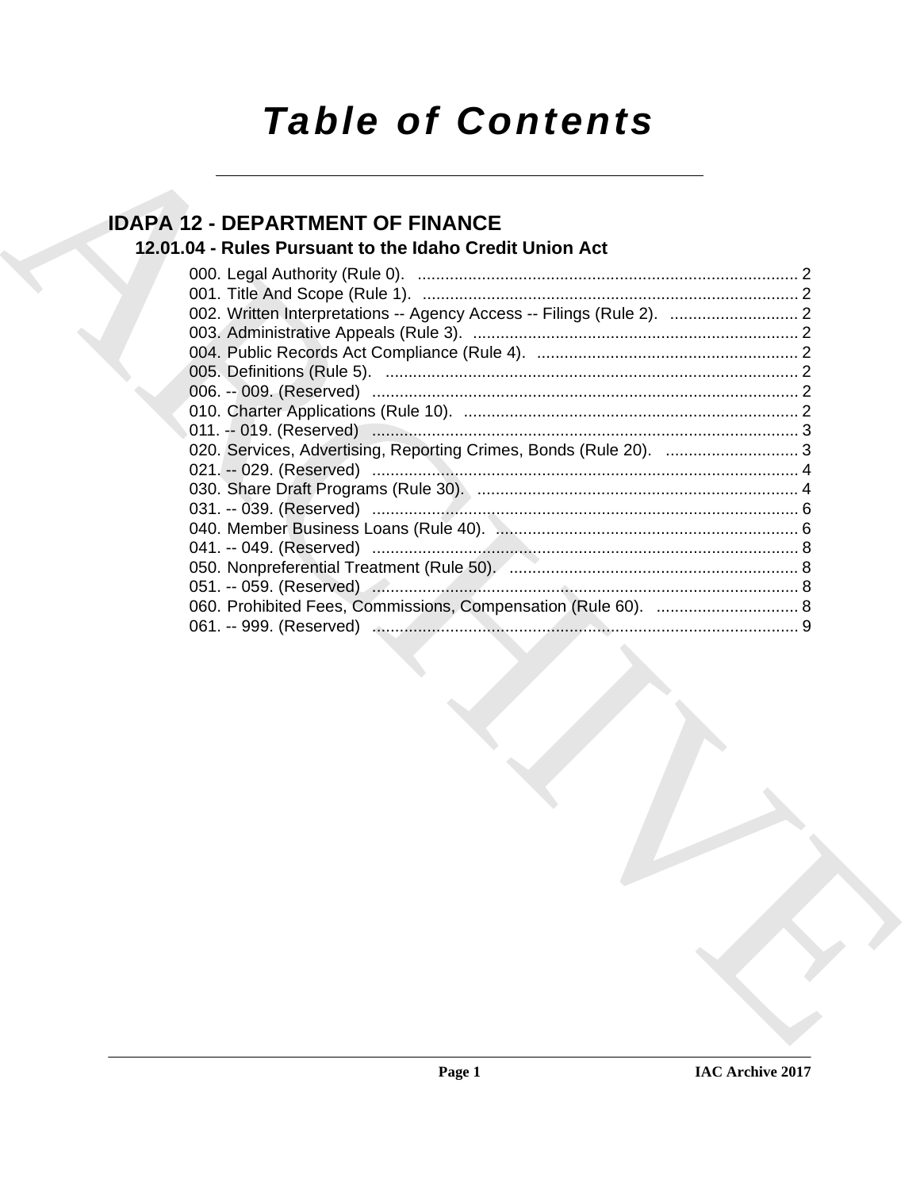# Table of Contents

## IDAPA 12 - DEPARTMENT OF FINANCE

### 12.01.04 - Rules Pursuant to the Idaho Credit Union Act

000. Legal Authority (Rule 0). ... 2
001. Title And Scope (Rule 1). ... 2
002. Written Interpretations -- Agency Access -- Filings (Rule 2). ... 2
003. Administrative Appeals (Rule 3). ... 2
004. Public Records Act Compliance (Rule 4). ... 2
005. Definitions (Rule 5). ... 2
006. -- 009. (Reserved) ... 2
010. Charter Applications (Rule 10). ... 2
011. -- 019. (Reserved) ... 3
020. Services, Advertising, Reporting Crimes, Bonds (Rule 20). ... 3
021. -- 029. (Reserved) ... 4
030. Share Draft Programs (Rule 30). ... 4
031. -- 039. (Reserved) ... 6
040. Member Business Loans (Rule 40). ... 6
041. -- 049. (Reserved) ... 8
050. Nonpreferential Treatment (Rule 50). ... 8
051. -- 059. (Reserved) ... 8
060. Prohibited Fees, Commissions, Compensation (Rule 60). ... 8
061. -- 999. (Reserved) ... 9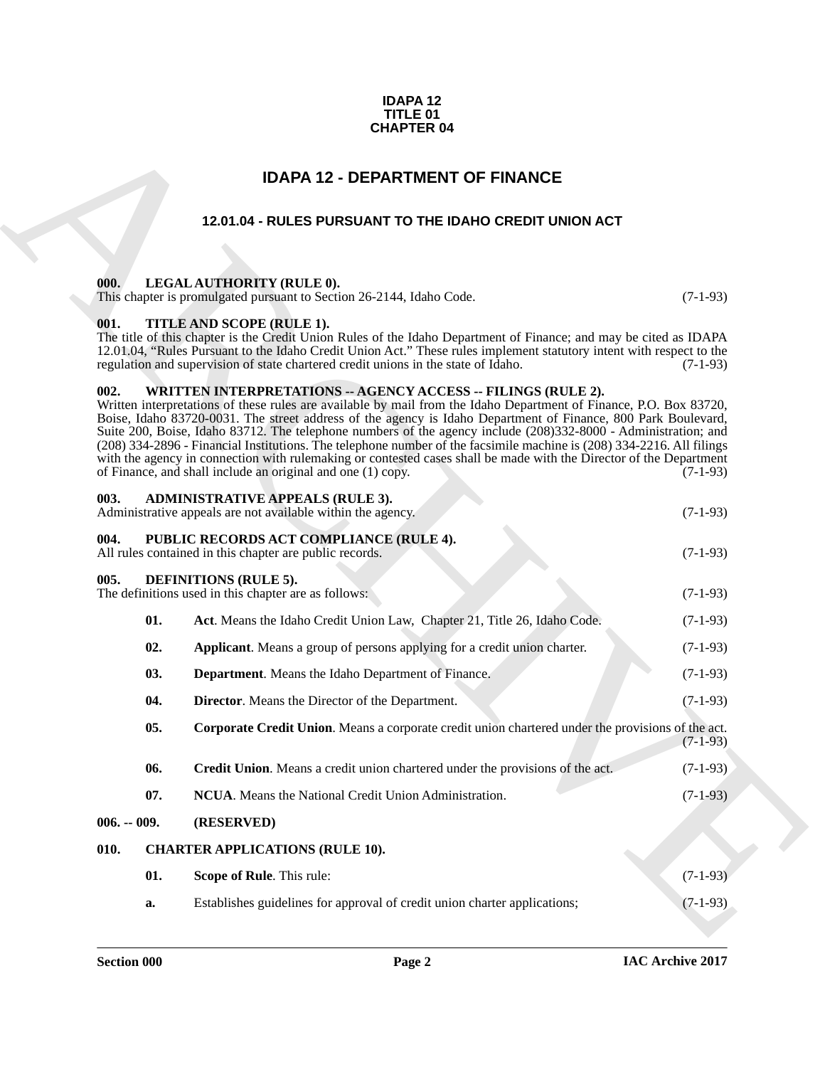**IDAPA 12**
**TITLE 01**
**CHAPTER 04**

# IDAPA 12 - DEPARTMENT OF FINANCE

## 12.01.04 - RULES PURSUANT TO THE IDAHO CREDIT UNION ACT

### 000. LEGAL AUTHORITY (RULE 0).

This chapter is promulgated pursuant to Section 26-2144, Idaho Code. (7-1-93)

### 001. TITLE AND SCOPE (RULE 1).

The title of this chapter is the Credit Union Rules of the Idaho Department of Finance; and may be cited as IDAPA 12.01.04, "Rules Pursuant to the Idaho Credit Union Act." These rules implement statutory intent with respect to the regulation and supervision of state chartered credit unions in the state of Idaho. (7-1-93)

### 002. WRITTEN INTERPRETATIONS -- AGENCY ACCESS -- FILINGS (RULE 2).

Written interpretations of these rules are available by mail from the Idaho Department of Finance, P.O. Box 83720, Boise, Idaho 83720-0031. The street address of the agency is Idaho Department of Finance, 800 Park Boulevard, Suite 200, Boise, Idaho 83712. The telephone numbers of the agency include (208)332-8000 - Administration; and (208) 334-2896 - Financial Institutions. The telephone number of the facsimile machine is (208) 334-2216. All filings with the agency in connection with rulemaking or contested cases shall be made with the Director of the Department of Finance, and shall include an original and one (1) copy. (7-1-93)

### 003. ADMINISTRATIVE APPEALS (RULE 3).

Administrative appeals are not available within the agency. (7-1-93)

### 004. PUBLIC RECORDS ACT COMPLIANCE (RULE 4).

All rules contained in this chapter are public records. (7-1-93)

### 005. DEFINITIONS (RULE 5).

The definitions used in this chapter are as follows: (7-1-93)

**01.** **Act**. Means the Idaho Credit Union Law, Chapter 21, Title 26, Idaho Code. (7-1-93)

**02.** **Applicant**. Means a group of persons applying for a credit union charter. (7-1-93)

**03.** **Department**. Means the Idaho Department of Finance. (7-1-93)

**04.** **Director**. Means the Director of the Department. (7-1-93)

**05.** **Corporate Credit Union**. Means a corporate credit union chartered under the provisions of the act. (7-1-93)

**06.** **Credit Union**. Means a credit union chartered under the provisions of the act. (7-1-93)

**07.** **NCUA**. Means the National Credit Union Administration. (7-1-93)

### 006. -- 009. (RESERVED)

### 010. CHARTER APPLICATIONS (RULE 10).

**01.** **Scope of Rule**. This rule: (7-1-93)

**a.** Establishes guidelines for approval of credit union charter applications; (7-1-93)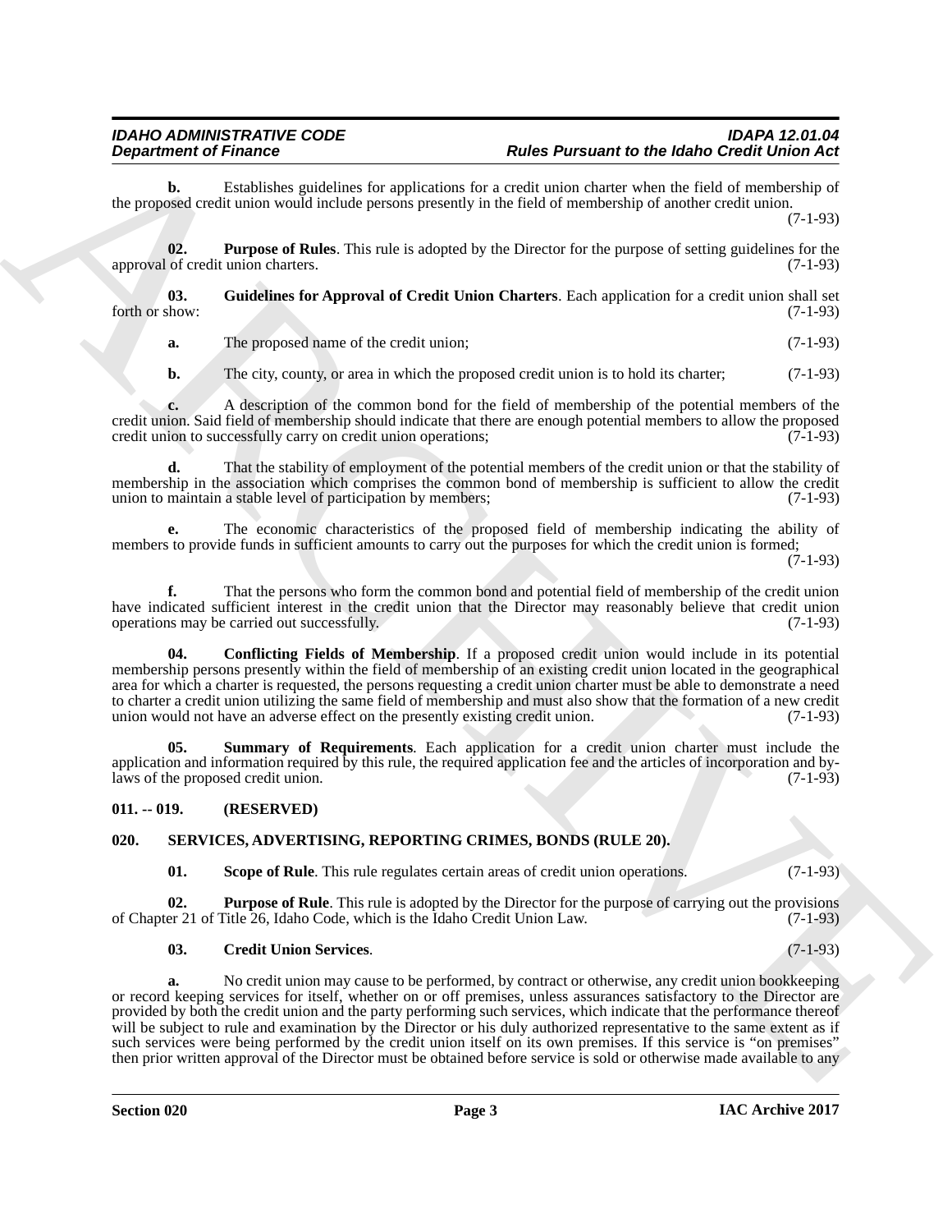**b.** Establishes guidelines for applications for a credit union charter when the field of membership of the proposed credit union would include persons presently in the field of membership of another credit union. (7-1-93)

**02. Purpose of Rules**. This rule is adopted by the Director for the purpose of setting guidelines for the approval of credit union charters. (7-1-93)

**03. Guidelines for Approval of Credit Union Charters**. Each application for a credit union shall set forth or show: (7-1-93)

**a.** The proposed name of the credit union; (7-1-93)

**b.** The city, county, or area in which the proposed credit union is to hold its charter; (7-1-93)

**c.** A description of the common bond for the field of membership of the potential members of the credit union. Said field of membership should indicate that there are enough potential members to allow the proposed credit union to successfully carry on credit union operations; (7-1-93)

**d.** That the stability of employment of the potential members of the credit union or that the stability of membership in the association which comprises the common bond of membership is sufficient to allow the credit union to maintain a stable level of participation by members; (7-1-93)

**e.** The economic characteristics of the proposed field of membership indicating the ability of members to provide funds in sufficient amounts to carry out the purposes for which the credit union is formed; (7-1-93)

**f.** That the persons who form the common bond and potential field of membership of the credit union have indicated sufficient interest in the credit union that the Director may reasonably believe that credit union operations may be carried out successfully. (7-1-93)

**04. Conflicting Fields of Membership**. If a proposed credit union would include in its potential membership persons presently within the field of membership of an existing credit union located in the geographical area for which a charter is requested, the persons requesting a credit union charter must be able to demonstrate a need to charter a credit union utilizing the same field of membership and must also show that the formation of a new credit union would not have an adverse effect on the presently existing credit union. (7-1-93)

**05. Summary of Requirements**. Each application for a credit union charter must include the application and information required by this rule, the required application fee and the articles of incorporation and by-laws of the proposed credit union. (7-1-93)

### 011. -- 019. (RESERVED)

### 020. SERVICES, ADVERTISING, REPORTING CRIMES, BONDS (RULE 20).

**01. Scope of Rule**. This rule regulates certain areas of credit union operations. (7-1-93)

**02. Purpose of Rule**. This rule is adopted by the Director for the purpose of carrying out the provisions of Chapter 21 of Title 26, Idaho Code, which is the Idaho Credit Union Law. (7-1-93)

**03. Credit Union Services**. (7-1-93)

**a.** No credit union may cause to be performed, by contract or otherwise, any credit union bookkeeping or record keeping services for itself, whether on or off premises, unless assurances satisfactory to the Director are provided by both the credit union and the party performing such services, which indicate that the performance thereof will be subject to rule and examination by the Director or his duly authorized representative to the same extent as if such services were being performed by the credit union itself on its own premises. If this service is "on premises" then prior written approval of the Director must be obtained before service is sold or otherwise made available to any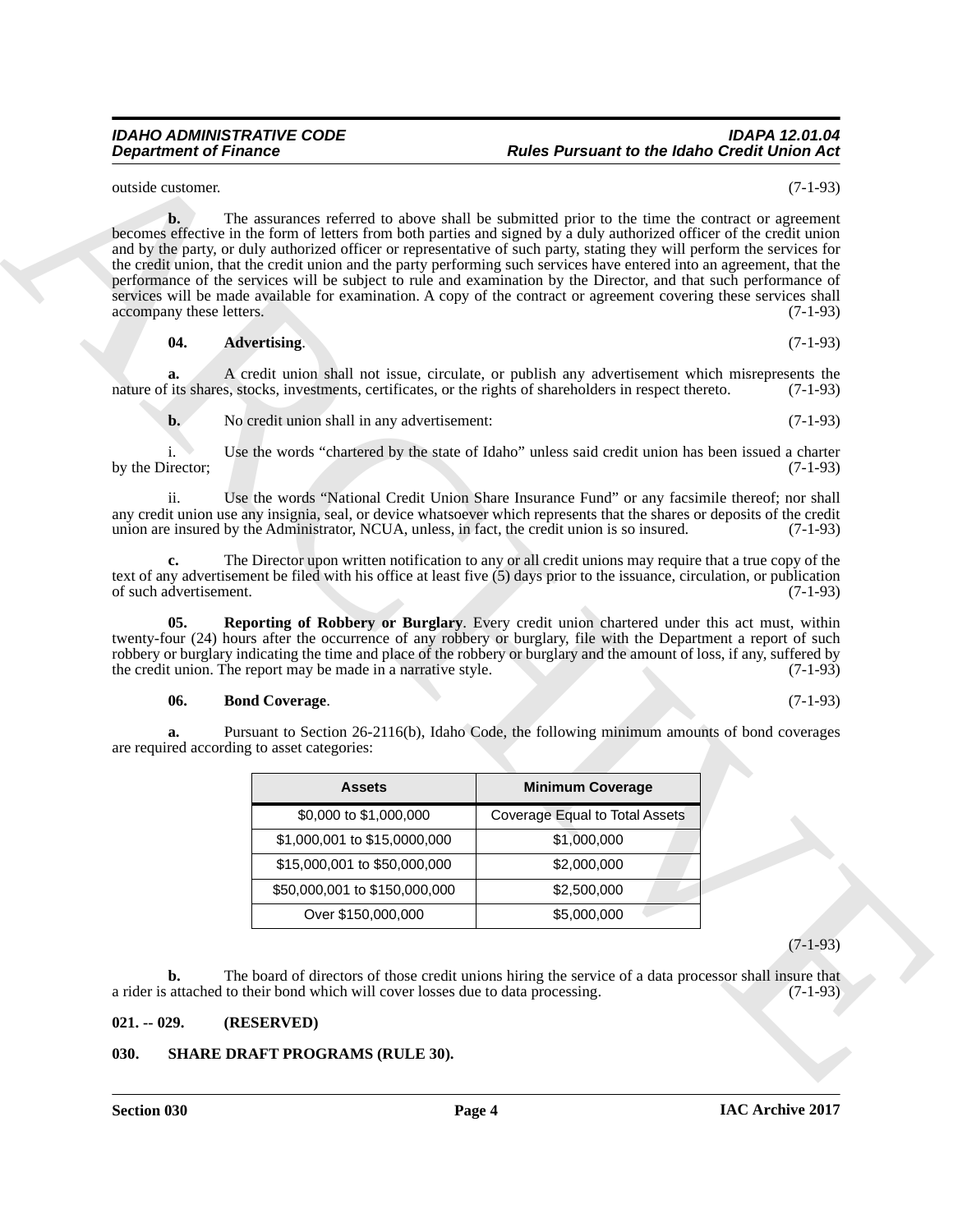outside customer. (7-1-93)

**b.** The assurances referred to above shall be submitted prior to the time the contract or agreement becomes effective in the form of letters from both parties and signed by a duly authorized officer of the credit union and by the party, or duly authorized officer or representative of such party, stating they will perform the services for the credit union, that the credit union and the party performing such services have entered into an agreement, that the performance of the services will be subject to rule and examination by the Director, and that such performance of services will be made available for examination. A copy of the contract or agreement covering these services shall accompany these letters. (7-1-93)

**04. Advertising**. (7-1-93)

**a.** A credit union shall not issue, circulate, or publish any advertisement which misrepresents the nature of its shares, stocks, investments, certificates, or the rights of shareholders in respect thereto. (7-1-93)

**b.** No credit union shall in any advertisement: (7-1-93)

i. Use the words "chartered by the state of Idaho" unless said credit union has been issued a charter by the Director; (7-1-93)

ii. Use the words "National Credit Union Share Insurance Fund" or any facsimile thereof; nor shall any credit union use any insignia, seal, or device whatsoever which represents that the shares or deposits of the credit union are insured by the Administrator, NCUA, unless, in fact, the credit union is so insured. (7-1-93)

**c.** The Director upon written notification to any or all credit unions may require that a true copy of the text of any advertisement be filed with his office at least five (5) days prior to the issuance, circulation, or publication of such advertisement. (7-1-93)

**05. Reporting of Robbery or Burglary**. Every credit union chartered under this act must, within twenty-four (24) hours after the occurrence of any robbery or burglary, file with the Department a report of such robbery or burglary indicating the time and place of the robbery or burglary and the amount of loss, if any, suffered by the credit union. The report may be made in a narrative style. (7-1-93)

**06. Bond Coverage**. (7-1-93)

**a.** Pursuant to Section 26-2116(b), Idaho Code, the following minimum amounts of bond coverages are required according to asset categories:

| Assets | Minimum Coverage |
|---|---|
| $0,000 to $1,000,000 | Coverage Equal to Total Assets |
| $1,000,001 to $15,0000,000 | $1,000,000 |
| $15,000,001 to $50,000,000 | $2,000,000 |
| $50,000,001 to $150,000,000 | $2,500,000 |
| Over $150,000,000 | $5,000,000 |

(7-1-93)

**b.** The board of directors of those credit unions hiring the service of a data processor shall insure that a rider is attached to their bond which will cover losses due to data processing. (7-1-93)

### 021. -- 029. (RESERVED)

### 030. SHARE DRAFT PROGRAMS (RULE 30).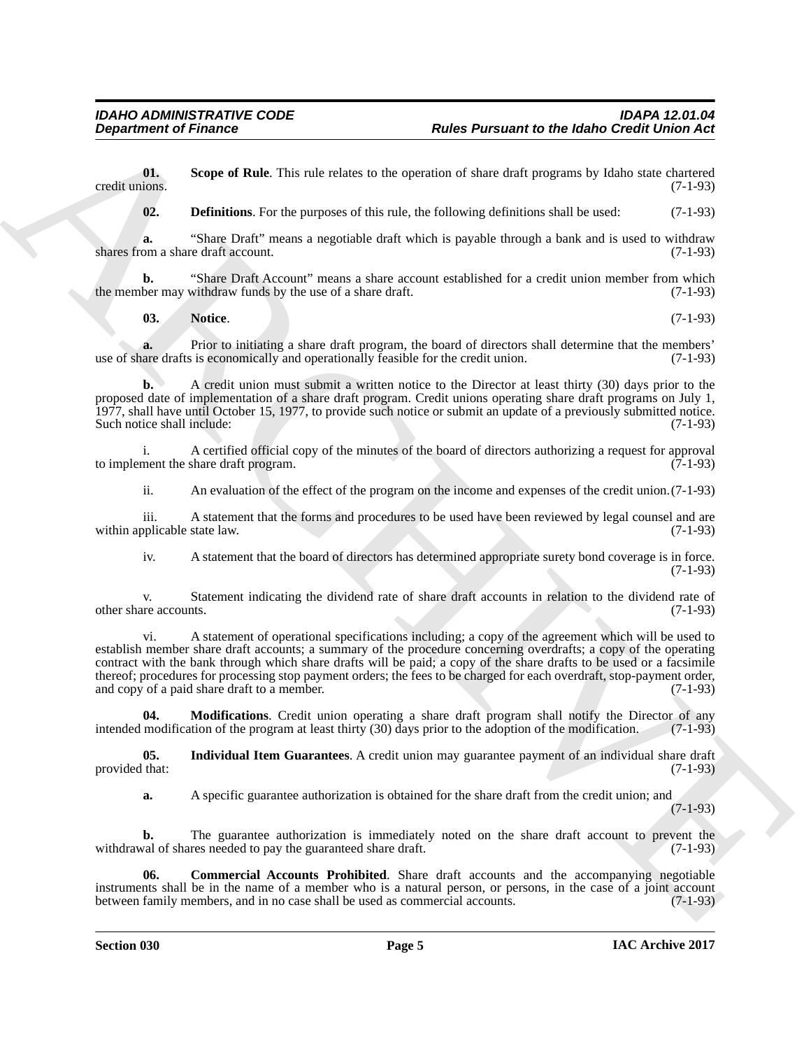**01. Scope of Rule**. This rule relates to the operation of share draft programs by Idaho state chartered credit unions. (7-1-93)

**02. Definitions**. For the purposes of this rule, the following definitions shall be used: (7-1-93)

**a.** "Share Draft" means a negotiable draft which is payable through a bank and is used to withdraw shares from a share draft account. (7-1-93)

**b.** "Share Draft Account" means a share account established for a credit union member from which the member may withdraw funds by the use of a share draft. (7-1-93)

**03. Notice**. (7-1-93)

**a.** Prior to initiating a share draft program, the board of directors shall determine that the members' use of share drafts is economically and operationally feasible for the credit union. (7-1-93)

**b.** A credit union must submit a written notice to the Director at least thirty (30) days prior to the proposed date of implementation of a share draft program. Credit unions operating share draft programs on July 1, 1977, shall have until October 15, 1977, to provide such notice or submit an update of a previously submitted notice. Such notice shall include: (7-1-93)

i. A certified official copy of the minutes of the board of directors authorizing a request for approval to implement the share draft program. (7-1-93)

ii. An evaluation of the effect of the program on the income and expenses of the credit union. (7-1-93)

iii. A statement that the forms and procedures to be used have been reviewed by legal counsel and are within applicable state law. (7-1-93)

iv. A statement that the board of directors has determined appropriate surety bond coverage is in force. (7-1-93)

v. Statement indicating the dividend rate of share draft accounts in relation to the dividend rate of other share accounts. (7-1-93)

vi. A statement of operational specifications including; a copy of the agreement which will be used to establish member share draft accounts; a summary of the procedure concerning overdrafts; a copy of the operating contract with the bank through which share drafts will be paid; a copy of the share drafts to be used or a facsimile thereof; procedures for processing stop payment orders; the fees to be charged for each overdraft, stop-payment order, and copy of a paid share draft to a member. (7-1-93)

**04. Modifications**. Credit union operating a share draft program shall notify the Director of any intended modification of the program at least thirty (30) days prior to the adoption of the modification. (7-1-93)

**05. Individual Item Guarantees**. A credit union may guarantee payment of an individual share draft provided that: (7-1-93)

**a.** A specific guarantee authorization is obtained for the share draft from the credit union; and (7-1-93)

**b.** The guarantee authorization is immediately noted on the share draft account to prevent the withdrawal of shares needed to pay the guaranteed share draft. (7-1-93)

**06. Commercial Accounts Prohibited**. Share draft accounts and the accompanying negotiable instruments shall be in the name of a member who is a natural person, or persons, in the case of a joint account between family members, and in no case shall be used as commercial accounts. (7-1-93)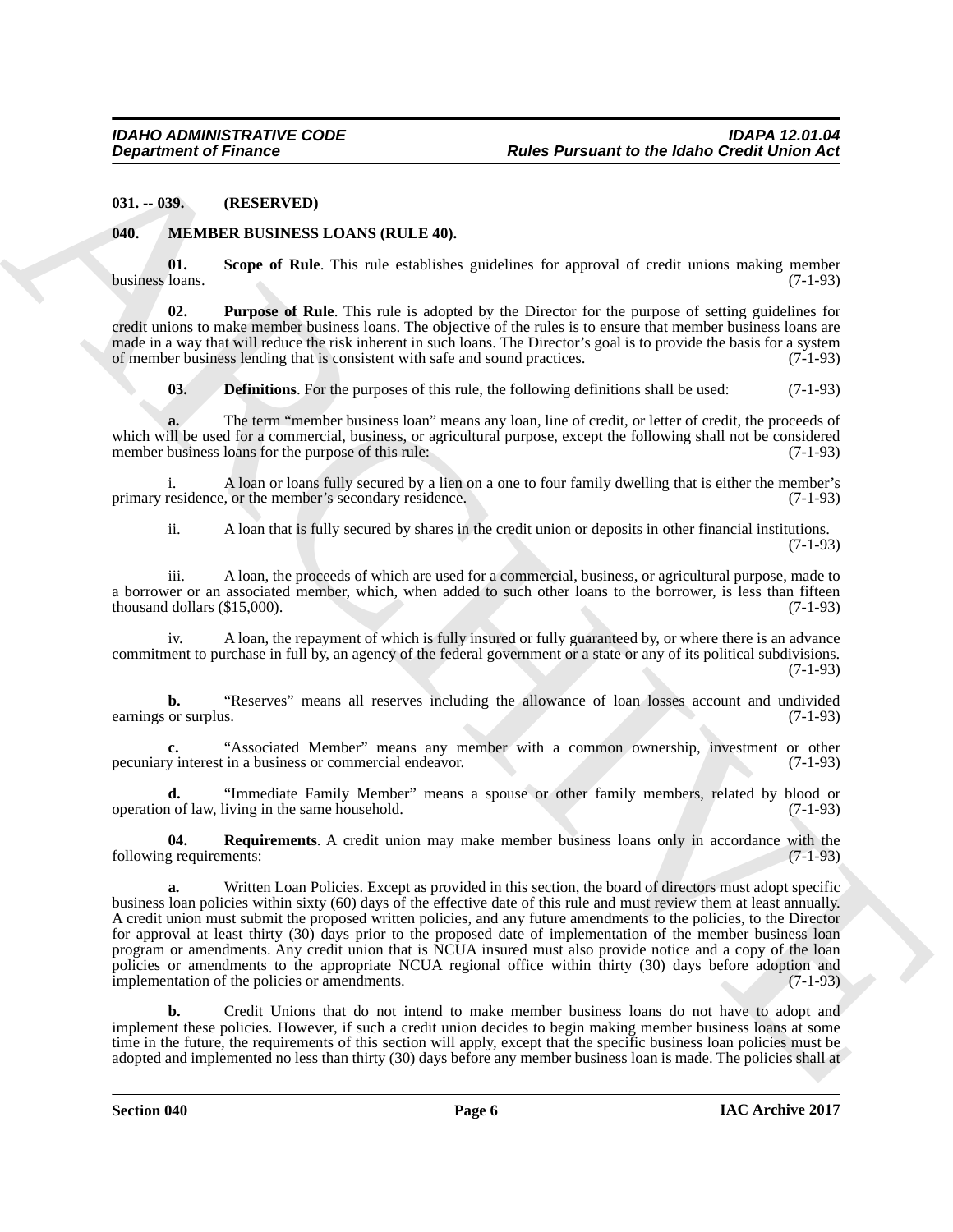**031. -- 039. (RESERVED)**

**040. MEMBER BUSINESS LOANS (RULE 40).**

**01. Scope of Rule**. This rule establishes guidelines for approval of credit unions making member business loans. (7-1-93)

**02. Purpose of Rule**. This rule is adopted by the Director for the purpose of setting guidelines for credit unions to make member business loans. The objective of the rules is to ensure that member business loans are made in a way that will reduce the risk inherent in such loans. The Director's goal is to provide the basis for a system of member business lending that is consistent with safe and sound practices. (7-1-93)

**03. Definitions**. For the purposes of this rule, the following definitions shall be used: (7-1-93)

**a.** The term "member business loan" means any loan, line of credit, or letter of credit, the proceeds of which will be used for a commercial, business, or agricultural purpose, except the following shall not be considered member business loans for the purpose of this rule: (7-1-93)

i. A loan or loans fully secured by a lien on a one to four family dwelling that is either the member's primary residence, or the member's secondary residence. (7-1-93)

ii. A loan that is fully secured by shares in the credit union or deposits in other financial institutions. (7-1-93)

iii. A loan, the proceeds of which are used for a commercial, business, or agricultural purpose, made to a borrower or an associated member, which, when added to such other loans to the borrower, is less than fifteen thousand dollars ($15,000). (7-1-93)

iv. A loan, the repayment of which is fully insured or fully guaranteed by, or where there is an advance commitment to purchase in full by, an agency of the federal government or a state or any of its political subdivisions. (7-1-93)

**b.** "Reserves" means all reserves including the allowance of loan losses account and undivided earnings or surplus. (7-1-93)

**c.** "Associated Member" means any member with a common ownership, investment or other pecuniary interest in a business or commercial endeavor. (7-1-93)

**d.** "Immediate Family Member" means a spouse or other family members, related by blood or operation of law, living in the same household. (7-1-93)

**04. Requirements**. A credit union may make member business loans only in accordance with the following requirements: (7-1-93)

**a.** Written Loan Policies. Except as provided in this section, the board of directors must adopt specific business loan policies within sixty (60) days of the effective date of this rule and must review them at least annually. A credit union must submit the proposed written policies, and any future amendments to the policies, to the Director for approval at least thirty (30) days prior to the proposed date of implementation of the member business loan program or amendments. Any credit union that is NCUA insured must also provide notice and a copy of the loan policies or amendments to the appropriate NCUA regional office within thirty (30) days before adoption and implementation of the policies or amendments. (7-1-93)

**b.** Credit Unions that do not intend to make member business loans do not have to adopt and implement these policies. However, if such a credit union decides to begin making member business loans at some time in the future, the requirements of this section will apply, except that the specific business loan policies must be adopted and implemented no less than thirty (30) days before any member business loan is made. The policies shall at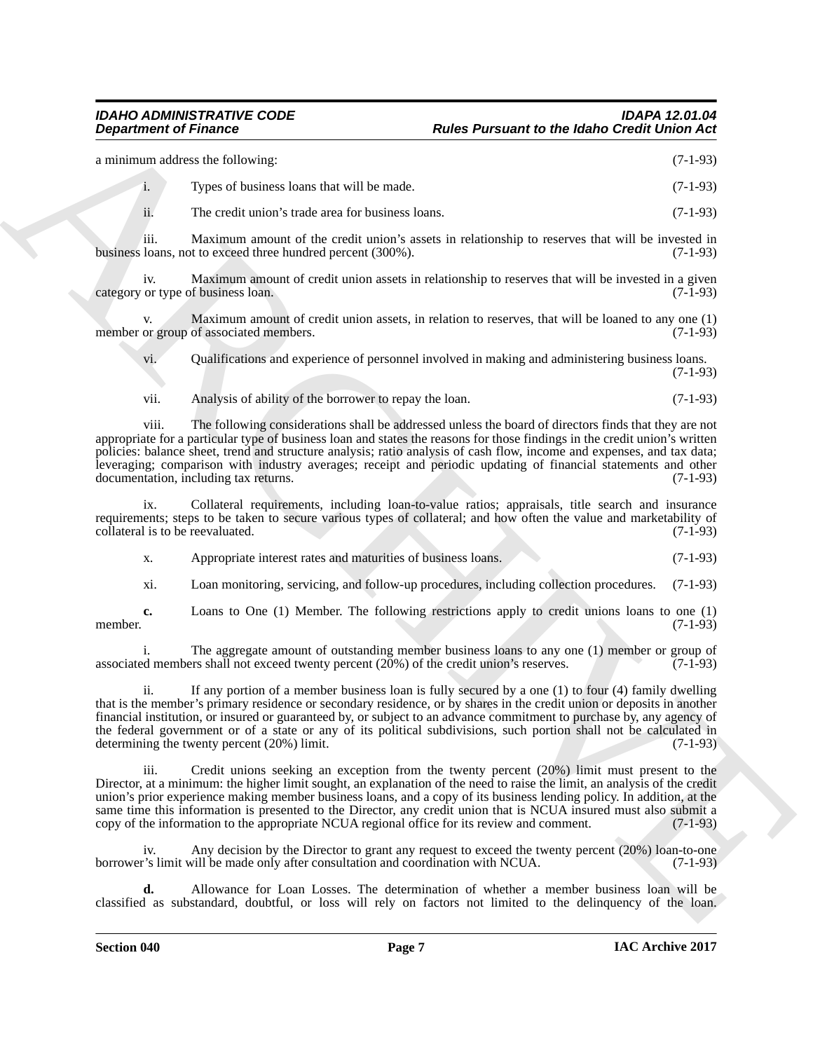a minimum address the following: (7-1-93)

i. Types of business loans that will be made. (7-1-93)

ii. The credit union's trade area for business loans. (7-1-93)

iii. Maximum amount of the credit union's assets in relationship to reserves that will be invested in business loans, not to exceed three hundred percent (300%). (7-1-93)

iv. Maximum amount of credit union assets in relationship to reserves that will be invested in a given category or type of business loan. (7-1-93)

v. Maximum amount of credit union assets, in relation to reserves, that will be loaned to any one (1) member or group of associated members. (7-1-93)

vi. Qualifications and experience of personnel involved in making and administering business loans. (7-1-93)

vii. Analysis of ability of the borrower to repay the loan. (7-1-93)

viii. The following considerations shall be addressed unless the board of directors finds that they are not appropriate for a particular type of business loan and states the reasons for those findings in the credit union's written policies: balance sheet, trend and structure analysis; ratio analysis of cash flow, income and expenses, and tax data; leveraging; comparison with industry averages; receipt and periodic updating of financial statements and other documentation, including tax returns. (7-1-93)

ix. Collateral requirements, including loan-to-value ratios; appraisals, title search and insurance requirements; steps to be taken to secure various types of collateral; and how often the value and marketability of collateral is to be reevaluated. (7-1-93)

x. Appropriate interest rates and maturities of business loans. (7-1-93)

xi. Loan monitoring, servicing, and follow-up procedures, including collection procedures. (7-1-93)

**c.** Loans to One (1) Member. The following restrictions apply to credit unions loans to one (1) member. (7-1-93)

i. The aggregate amount of outstanding member business loans to any one (1) member or group of associated members shall not exceed twenty percent (20%) of the credit union's reserves. (7-1-93)

ii. If any portion of a member business loan is fully secured by a one (1) to four (4) family dwelling that is the member's primary residence or secondary residence, or by shares in the credit union or deposits in another financial institution, or insured or guaranteed by, or subject to an advance commitment to purchase by, any agency of the federal government or of a state or any of its political subdivisions, such portion shall not be calculated in determining the twenty percent (20%) limit. (7-1-93)

iii. Credit unions seeking an exception from the twenty percent (20%) limit must present to the Director, at a minimum: the higher limit sought, an explanation of the need to raise the limit, an analysis of the credit union's prior experience making member business loans, and a copy of its business lending policy. In addition, at the same time this information is presented to the Director, any credit union that is NCUA insured must also submit a copy of the information to the appropriate NCUA regional office for its review and comment. (7-1-93)

iv. Any decision by the Director to grant any request to exceed the twenty percent (20%) loan-to-one borrower's limit will be made only after consultation and coordination with NCUA. (7-1-93)

**d.** Allowance for Loan Losses. The determination of whether a member business loan will be classified as substandard, doubtful, or loss will rely on factors not limited to the delinquency of the loan.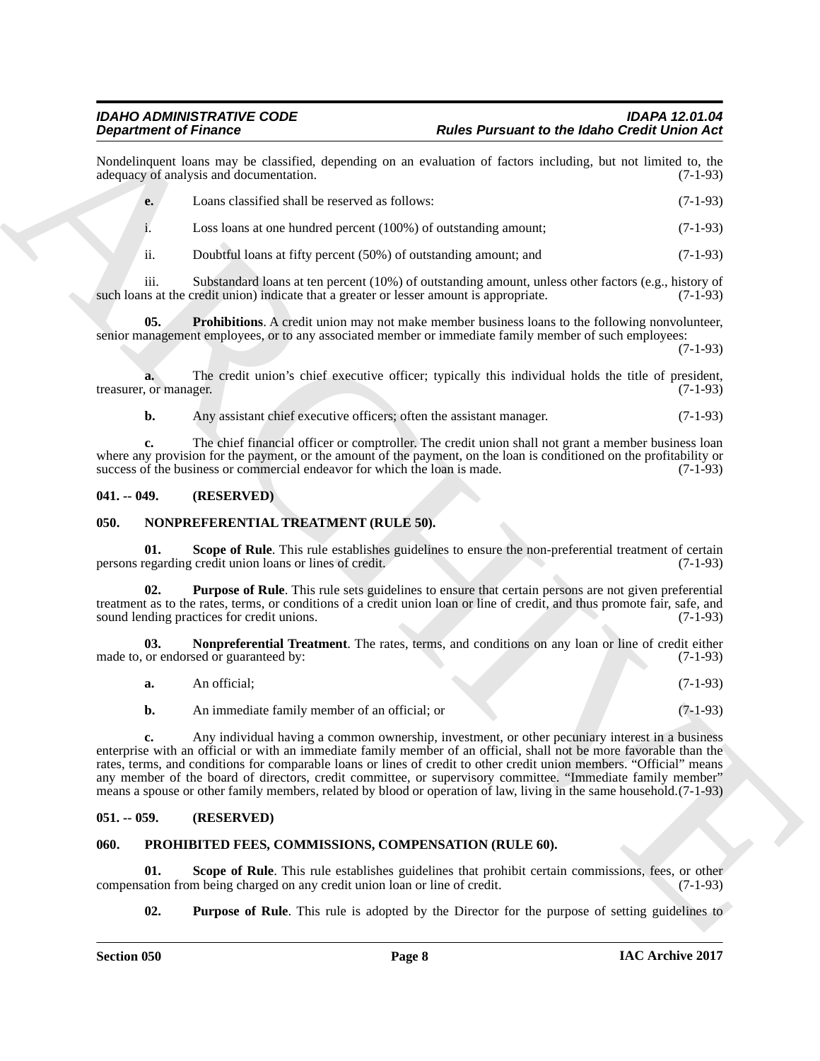Nondelinquent loans may be classified, depending on an evaluation of factors including, but not limited to, the adequacy of analysis and documentation. (7-1-93)

**e.** Loans classified shall be reserved as follows: (7-1-93)

i. Loss loans at one hundred percent (100%) of outstanding amount; (7-1-93)

ii. Doubtful loans at fifty percent (50%) of outstanding amount; and (7-1-93)

iii. Substandard loans at ten percent (10%) of outstanding amount, unless other factors (e.g., history of such loans at the credit union) indicate that a greater or lesser amount is appropriate. (7-1-93)

**05. Prohibitions**. A credit union may not make member business loans to the following nonvolunteer, senior management employees, or to any associated member or immediate family member of such employees: (7-1-93)

**a.** The credit union's chief executive officer; typically this individual holds the title of president, treasurer, or manager. (7-1-93)

**b.** Any assistant chief executive officers; often the assistant manager. (7-1-93)

**c.** The chief financial officer or comptroller. The credit union shall not grant a member business loan where any provision for the payment, or the amount of the payment, on the loan is conditioned on the profitability or success of the business or commercial endeavor for which the loan is made. (7-1-93)

## 041. -- 049. (RESERVED)

## 050. NONPREFERENTIAL TREATMENT (RULE 50).

**01. Scope of Rule**. This rule establishes guidelines to ensure the non-preferential treatment of certain persons regarding credit union loans or lines of credit. (7-1-93)

**02. Purpose of Rule**. This rule sets guidelines to ensure that certain persons are not given preferential treatment as to the rates, terms, or conditions of a credit union loan or line of credit, and thus promote fair, safe, and sound lending practices for credit unions. (7-1-93)

**03. Nonpreferential Treatment**. The rates, terms, and conditions on any loan or line of credit either made to, or endorsed or guaranteed by: (7-1-93)

**a.** An official; (7-1-93)

**b.** An immediate family member of an official; or (7-1-93)

**c.** Any individual having a common ownership, investment, or other pecuniary interest in a business enterprise with an official or with an immediate family member of an official, shall not be more favorable than the rates, terms, and conditions for comparable loans or lines of credit to other credit union members. "Official" means any member of the board of directors, credit committee, or supervisory committee. "Immediate family member" means a spouse or other family members, related by blood or operation of law, living in the same household. (7-1-93)

## 051. -- 059. (RESERVED)

## 060. PROHIBITED FEES, COMMISSIONS, COMPENSATION (RULE 60).

**01. Scope of Rule**. This rule establishes guidelines that prohibit certain commissions, fees, or other compensation from being charged on any credit union loan or line of credit. (7-1-93)

**02. Purpose of Rule**. This rule is adopted by the Director for the purpose of setting guidelines to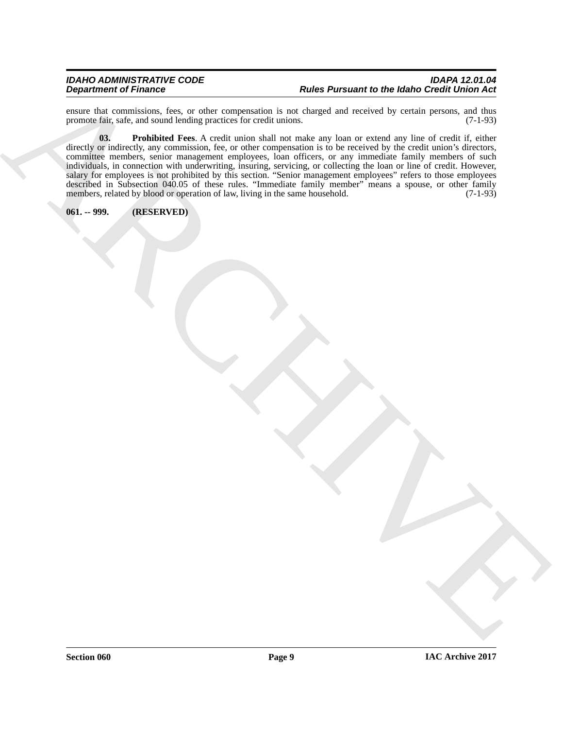ensure that commissions, fees, or other compensation is not charged and received by certain persons, and thus promote fair, safe, and sound lending practices for credit unions. (7-1-93)

**03. Prohibited Fees**. A credit union shall not make any loan or extend any line of credit if, either directly or indirectly, any commission, fee, or other compensation is to be received by the credit union's directors, committee members, senior management employees, loan officers, or any immediate family members of such individuals, in connection with underwriting, insuring, servicing, or collecting the loan or line of credit. However, salary for employees is not prohibited by this section. "Senior management employees" refers to those employees described in Subsection 040.05 of these rules. "Immediate family member" means a spouse, or other family members, related by blood or operation of law, living in the same household. (7-1-93)

**061. -- 999. (RESERVED)**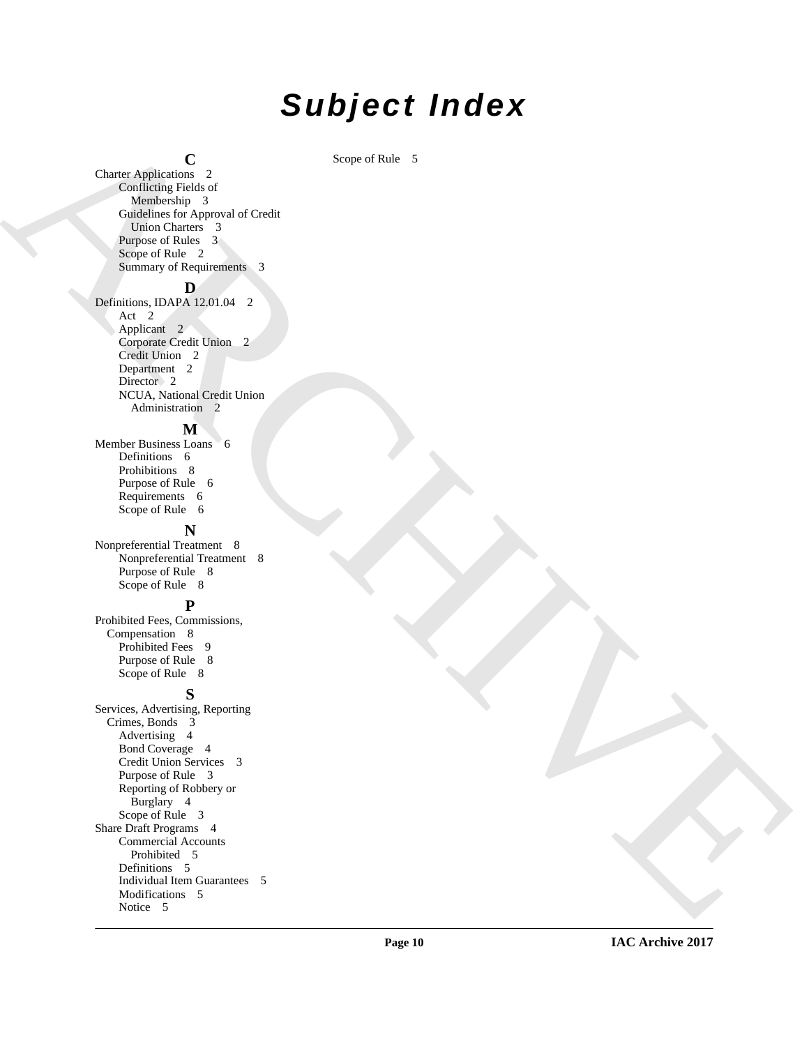# *Subject Index*

**C**

Charter Applications 2
- Conflicting Fields of Membership 3
- Guidelines for Approval of Credit Union Charters 3
- Purpose of Rules 3
- Scope of Rule 2
- Summary of Requirements 3

**D**

Definitions, IDAPA 12.01.04 2
- Act 2
- Applicant 2
- Corporate Credit Union 2
- Credit Union 2
- Department 2
- Director 2
- NCUA, National Credit Union Administration 2

**M**

Member Business Loans 6
- Definitions 6
- Prohibitions 8
- Purpose of Rule 6
- Requirements 6
- Scope of Rule 6

**N**

Nonpreferential Treatment 8
- Nonpreferential Treatment 8
- Purpose of Rule 8
- Scope of Rule 8

**P**

Prohibited Fees, Commissions, Compensation 8
- Prohibited Fees 9
- Purpose of Rule 8
- Scope of Rule 8

**S**

Services, Advertising, Reporting Crimes, Bonds 3
- Advertising 4
- Bond Coverage 4
- Credit Union Services 3
- Purpose of Rule 3
- Reporting of Robbery or Burglary 4
- Scope of Rule 3

Share Draft Programs 4
- Commercial Accounts Prohibited 5
- Definitions 5
- Individual Item Guarantees 5
- Modifications 5
- Notice 5
- Scope of Rule 5